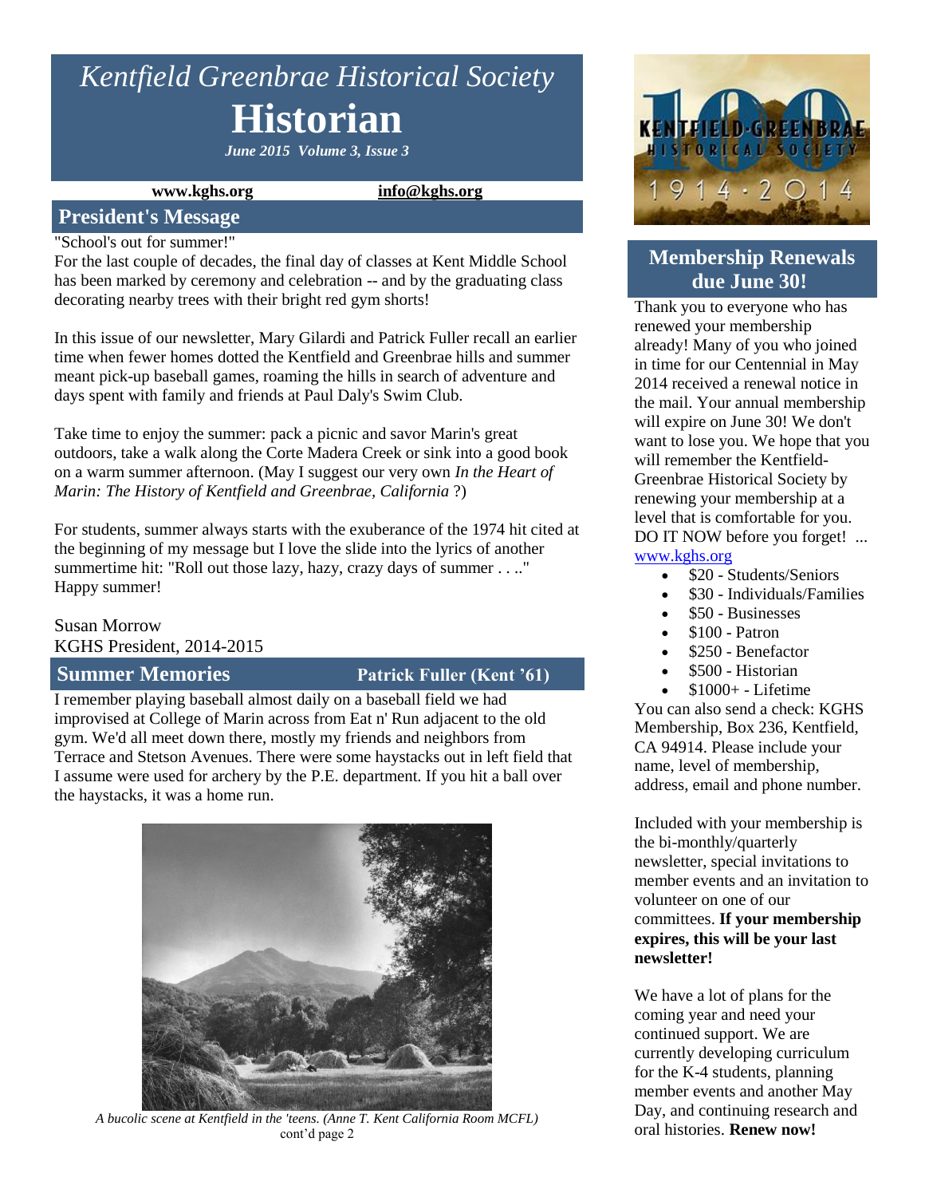# *Kentfield Greenbrae Historical Society*

# Historian

***June 2015 Volume 3, Issue 3***

**www.kghs.org** **info@kghs.org**

## President's Message

"School's out for summer!"

For the last couple of decades, the final day of classes at Kent Middle School has been marked by ceremony and celebration -- and by the graduating class decorating nearby trees with their bright red gym shorts!

In this issue of our newsletter, Mary Gilardi and Patrick Fuller recall an earlier time when fewer homes dotted the Kentfield and Greenbrae hills and summer meant pick-up baseball games, roaming the hills in search of adventure and days spent with family and friends at Paul Daly's Swim Club.

Take time to enjoy the summer: pack a picnic and savor Marin's great outdoors, take a walk along the Corte Madera Creek or sink into a good book on a warm summer afternoon. (May I suggest our very own *In the Heart of Marin: The History of Kentfield and Greenbrae, California* ?)

For students, summer always starts with the exuberance of the 1974 hit cited at the beginning of my message but I love the slide into the lyrics of another summertime hit: "Roll out those lazy, hazy, crazy days of summer . . .." Happy summer!

Susan Morrow
KGHS President, 2014-2015

## Summer Memories

**Patrick Fuller (Kent '61)**

I remember playing baseball almost daily on a baseball field we had improvised at College of Marin across from Eat n' Run adjacent to the old gym. We'd all meet down there, mostly my friends and neighbors from Terrace and Stetson Avenues. There were some haystacks out in left field that I assume were used for archery by the P.E. department. If you hit a ball over the haystacks, it was a home run.

*A bucolic scene at Kentfield in the 'teens. (Anne T. Kent California Room MCFL)*

cont'd page 2

KENTFIELD-GREENBRAE HISTORICAL SOCIETY 1914 · 2014

## Membership Renewals due June 30!

Thank you to everyone who has renewed your membership already! Many of you who joined in time for our Centennial in May 2014 received a renewal notice in the mail. Your annual membership will expire on June 30! We don't want to lose you. We hope that you will remember the Kentfield-Greenbrae Historical Society by renewing your membership at a level that is comfortable for you. DO IT NOW before you forget! ... www.kghs.org

- $20 - Students/Seniors
- $30 - Individuals/Families
- $50 - Businesses
- $100 - Patron
- $250 - Benefactor
- $500 - Historian
- $1000+ - Lifetime

You can also send a check: KGHS Membership, Box 236, Kentfield, CA 94914. Please include your name, level of membership, address, email and phone number.

Included with your membership is the bi-monthly/quarterly newsletter, special invitations to member events and an invitation to volunteer on one of our committees. **If your membership expires, this will be your last newsletter!**

We have a lot of plans for the coming year and need your continued support. We are currently developing curriculum for the K-4 students, planning member events and another May Day, and continuing research and oral histories. **Renew now!**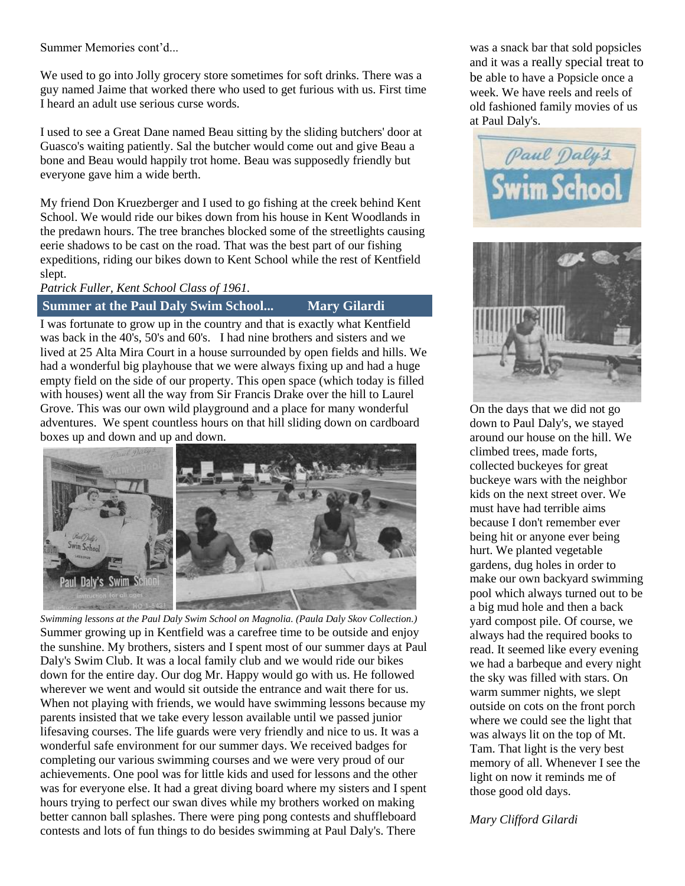Summer Memories cont'd...

We used to go into Jolly grocery store sometimes for soft drinks. There was a guy named Jaime that worked there who used to get furious with us. First time I heard an adult use serious curse words.

I used to see a Great Dane named Beau sitting by the sliding butchers' door at Guasco's waiting patiently. Sal the butcher would come out and give Beau a bone and Beau would happily trot home. Beau was supposedly friendly but everyone gave him a wide berth.

My friend Don Kruezberger and I used to go fishing at the creek behind Kent School. We would ride our bikes down from his house in Kent Woodlands in the predawn hours. The tree branches blocked some of the streetlights causing eerie shadows to be cast on the road. That was the best part of our fishing expeditions, riding our bikes down to Kent School while the rest of Kentfield slept.

*Patrick Fuller, Kent School Class of 1961.*

## Summer at the Paul Daly Swim School... Mary Gilardi

I was fortunate to grow up in the country and that is exactly what Kentfield was back in the 40's, 50's and 60's. I had nine brothers and sisters and we lived at 25 Alta Mira Court in a house surrounded by open fields and hills. We had a wonderful big playhouse that we were always fixing up and had a huge empty field on the side of our property. This open space (which today is filled with houses) went all the way from Sir Francis Drake over the hill to Laurel Grove. This was our own wild playground and a place for many wonderful adventures. We spent countless hours on that hill sliding down on cardboard boxes up and down and up and down.

*Swimming lessons at the Paul Daly Swim School on Magnolia. (Paula Daly Skov Collection.)*

Summer growing up in Kentfield was a carefree time to be outside and enjoy the sunshine. My brothers, sisters and I spent most of our summer days at Paul Daly's Swim Club. It was a local family club and we would ride our bikes down for the entire day. Our dog Mr. Happy would go with us. He followed wherever we went and would sit outside the entrance and wait there for us. When not playing with friends, we would have swimming lessons because my parents insisted that we take every lesson available until we passed junior lifesaving courses. The life guards were very friendly and nice to us. It was a wonderful safe environment for our summer days. We received badges for completing our various swimming courses and we were very proud of our achievements. One pool was for little kids and used for lessons and the other was for everyone else. It had a great diving board where my sisters and I spent hours trying to perfect our swan dives while my brothers worked on making better cannon ball splashes. There were ping pong contests and shuffleboard contests and lots of fun things to do besides swimming at Paul Daly's. There was a snack bar that sold popsicles and it was a really special treat to be able to have a Popsicle once a week. We have reels and reels of old fashioned family movies of us at Paul Daly's.

On the days that we did not go down to Paul Daly's, we stayed around our house on the hill. We climbed trees, made forts, collected buckeyes for great buckeye wars with the neighbor kids on the next street over. We must have had terrible aims because I don't remember ever being hit or anyone ever being hurt. We planted vegetable gardens, dug holes in order to make our own backyard swimming pool which always turned out to be a big mud hole and then a back yard compost pile. Of course, we always had the required books to read. It seemed like every evening we had a barbeque and every night the sky was filled with stars. On warm summer nights, we slept outside on cots on the front porch where we could see the light that was always lit on the top of Mt. Tam. That light is the very best memory of all. Whenever I see the light on now it reminds me of those good old days.

*Mary Clifford Gilardi*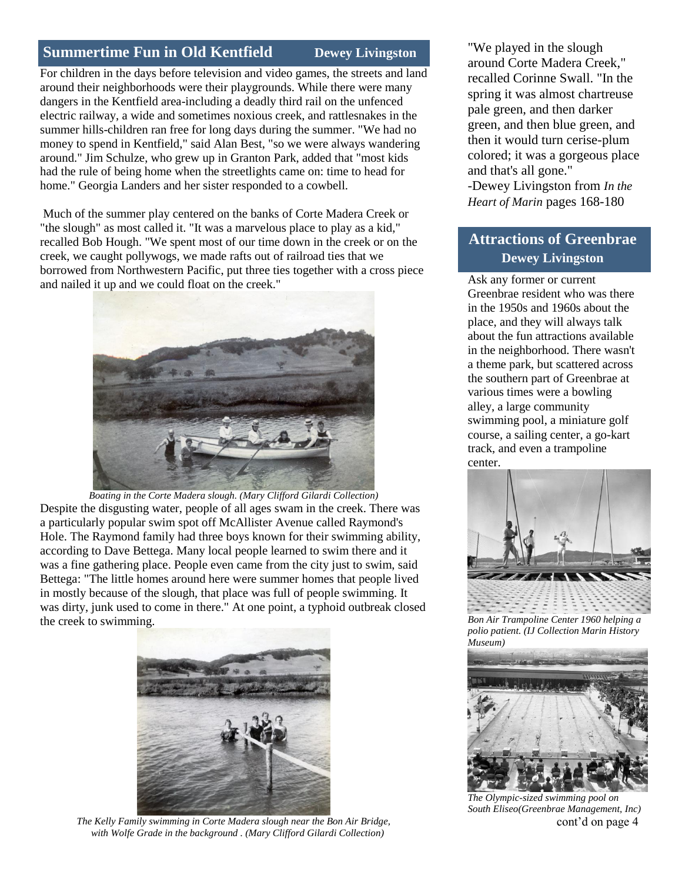## Summertime Fun in Old Kentfield

**Dewey Livingston**

For children in the days before television and video games, the streets and land around their neighborhoods were their playgrounds. While there were many dangers in the Kentfield area-including a deadly third rail on the unfenced electric railway, a wide and sometimes noxious creek, and rattlesnakes in the summer hills-children ran free for long days during the summer. "We had no money to spend in Kentfield," said Alan Best, "so we were always wandering around." Jim Schulze, who grew up in Granton Park, added that "most kids had the rule of being home when the streetlights came on: time to head for home." Georgia Landers and her sister responded to a cowbell.

Much of the summer play centered on the banks of Corte Madera Creek or "the slough" as most called it. "It was a marvelous place to play as a kid," recalled Bob Hough. "We spent most of our time down in the creek or on the creek, we caught pollywogs, we made rafts out of railroad ties that we borrowed from Northwestern Pacific, put three ties together with a cross piece and nailed it up and we could float on the creek."

*Boating in the Corte Madera slough. (Mary Clifford Gilardi Collection)*

Despite the disgusting water, people of all ages swam in the creek. There was a particularly popular swim spot off McAllister Avenue called Raymond's Hole. The Raymond family had three boys known for their swimming ability, according to Dave Bettega. Many local people learned to swim there and it was a fine gathering place. People even came from the city just to swim, said Bettega: "The little homes around here were summer homes that people lived in mostly because of the slough, that place was full of people swimming. It was dirty, junk used to come in there." At one point, a typhoid outbreak closed the creek to swimming.

*The Kelly Family swimming in Corte Madera slough near the Bon Air Bridge, with Wolfe Grade in the background . (Mary Clifford Gilardi Collection)*

"We played in the slough around Corte Madera Creek," recalled Corinne Swall. "In the spring it was almost chartreuse pale green, and then darker green, and then blue green, and then it would turn cerise-plum colored; it was a gorgeous place and that's all gone."
-Dewey Livingston from *In the Heart of Marin* pages 168-180

## Attractions of Greenbrae

**Dewey Livingston**

Ask any former or current Greenbrae resident who was there in the 1950s and 1960s about the place, and they will always talk about the fun attractions available in the neighborhood. There wasn't a theme park, but scattered across the southern part of Greenbrae at various times were a bowling alley, a large community swimming pool, a miniature golf course, a sailing center, a go-kart track, and even a trampoline center.

*Bon Air Trampoline Center 1960 helping a polio patient. (IJ Collection Marin History Museum)*

*The Olympic-sized swimming pool on South Eliseo(Greenbrae Management, Inc)*

cont'd on page 4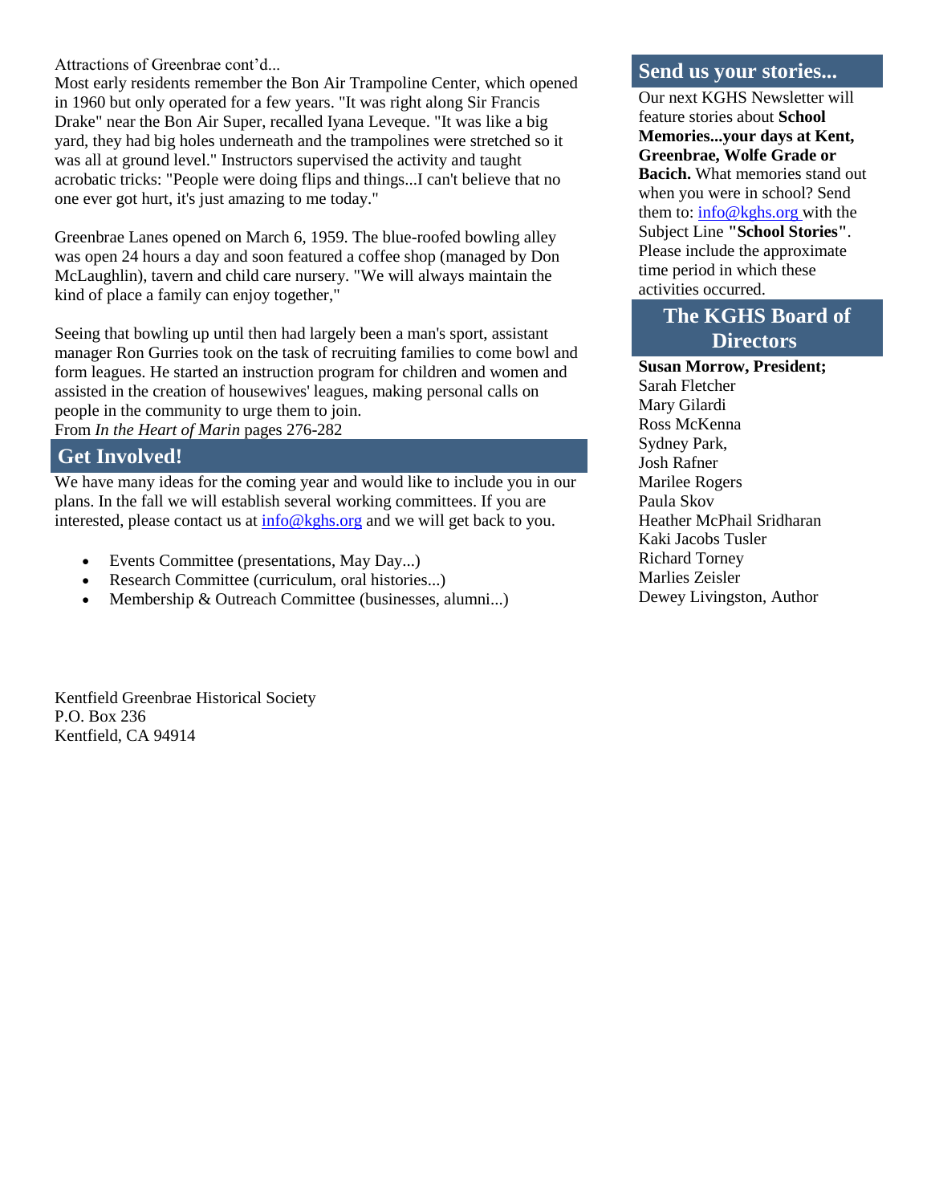Attractions of Greenbrae cont'd...

Most early residents remember the Bon Air Trampoline Center, which opened in 1960 but only operated for a few years. "It was right along Sir Francis Drake" near the Bon Air Super, recalled Iyana Leveque. "It was like a big yard, they had big holes underneath and the trampolines were stretched so it was all at ground level." Instructors supervised the activity and taught acrobatic tricks: "People were doing flips and things...I can't believe that no one ever got hurt, it's just amazing to me today."

Greenbrae Lanes opened on March 6, 1959. The blue-roofed bowling alley was open 24 hours a day and soon featured a coffee shop (managed by Don McLaughlin), tavern and child care nursery. "We will always maintain the kind of place a family can enjoy together,"

Seeing that bowling up until then had largely been a man's sport, assistant manager Ron Gurries took on the task of recruiting families to come bowl and form leagues. He started an instruction program for children and women and assisted in the creation of housewives' leagues, making personal calls on people in the community to urge them to join.

From *In the Heart of Marin* pages 276-282

## Get Involved!

We have many ideas for the coming year and would like to include you in our plans. In the fall we will establish several working committees. If you are interested, please contact us at info@kghs.org and we will get back to you.

- Events Committee (presentations, May Day...)
- Research Committee (curriculum, oral histories...)
- Membership & Outreach Committee (businesses, alumni...)

Kentfield Greenbrae Historical Society
P.O. Box 236
Kentfield, CA 94914

## Send us your stories...

Our next KGHS Newsletter will feature stories about **School Memories...your days at Kent, Greenbrae, Wolfe Grade or Bacich.** What memories stand out when you were in school? Send them to: info@kghs.org with the Subject Line **"School Stories"**. Please include the approximate time period in which these activities occurred.

## The KGHS Board of Directors

**Susan Morrow, President;**
Sarah Fletcher
Mary Gilardi
Ross McKenna
Sydney Park,
Josh Rafner
Marilee Rogers
Paula Skov
Heather McPhail Sridharan
Kaki Jacobs Tusler
Richard Torney
Marlies Zeisler
Dewey Livingston, Author